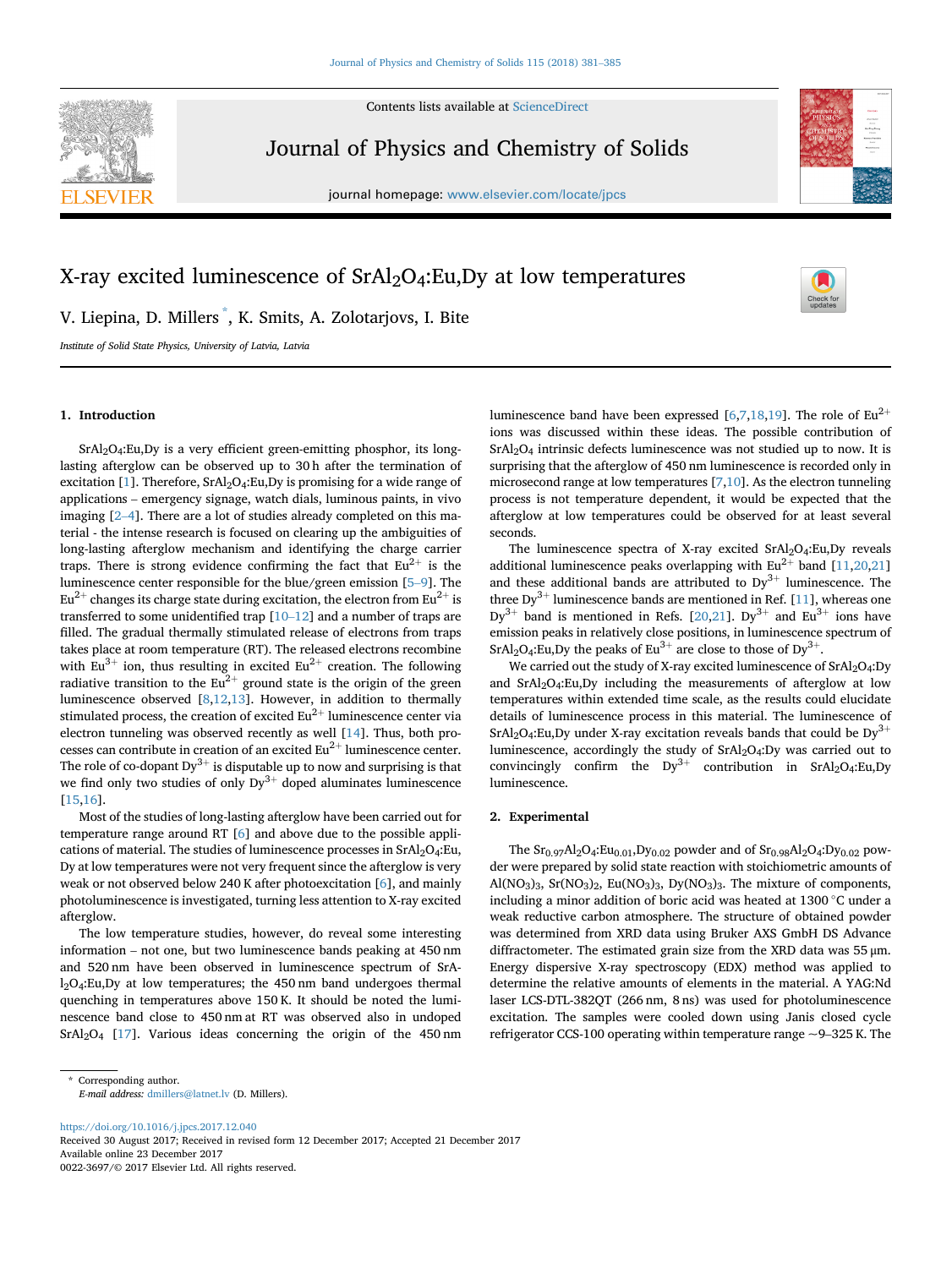# X-ray excited luminescence of $SrAl_2O_4$:Eu,Dy at low temperatures

V. Liepina, D. Millers *, K. Smits, A. Zolotarjovs, I. Bite

*Institute of Solid State Physics, University of Latvia, Latvia*

## 1. Introduction

$SrAl_2O_4$:Eu,Dy is a very efficient green-emitting phosphor, its long-lasting afterglow can be observed up to 30 h after the termination of excitation [1]. Therefore, $SrAl_2O_4$:Eu,Dy is promising for a wide range of applications – emergency signage, watch dials, luminous paints, in vivo imaging [2–4]. There are a lot of studies already completed on this material - the intense research is focused on clearing up the ambiguities of long-lasting afterglow mechanism and identifying the charge carrier traps. There is strong evidence confirming the fact that $Eu^{2+}$ is the luminescence center responsible for the blue/green emission [5–9]. The $Eu^{2+}$ changes its charge state during excitation, the electron from $Eu^{2+}$ is transferred to some unidentified trap [10–12] and a number of traps are filled. The gradual thermally stimulated release of electrons from traps takes place at room temperature (RT). The released electrons recombine with $Eu^{3+}$ ion, thus resulting in excited $Eu^{2+}$ creation. The following radiative transition to the $Eu^{2+}$ ground state is the origin of the green luminescence observed [8,12,13]. However, in addition to thermally stimulated process, the creation of excited $Eu^{2+}$ luminescence center via electron tunneling was observed recently as well [14]. Thus, both processes can contribute in creation of an excited $Eu^{2+}$ luminescence center. The role of co-dopant $Dy^{3+}$ is disputable up to now and surprising is that we find only two studies of only $Dy^{3+}$ doped aluminates luminescence [15,16].

Most of the studies of long-lasting afterglow have been carried out for temperature range around RT [6] and above due to the possible applications of material. The studies of luminescence processes in $SrAl_2O_4$:Eu, Dy at low temperatures were not very frequent since the afterglow is very weak or not observed below 240 K after photoexcitation [6], and mainly photoluminescence is investigated, turning less attention to X-ray excited afterglow.

The low temperature studies, however, do reveal some interesting information – not one, but two luminescence bands peaking at 450 nm and 520 nm have been observed in luminescence spectrum of $SrAl_2O_4$:Eu,Dy at low temperatures; the 450 nm band undergoes thermal quenching in temperatures above 150 K. It should be noted that the luminescence band close to 450 nm at RT was observed also in undoped $SrAl_2O_4$ [17]. Various ideas concerning the origin of the 450 nm luminescence band have been expressed [6,7,18,19]. The role of $Eu^{2+}$ ions was discussed within these ideas. The possible contribution of $SrAl_2O_4$ intrinsic defects luminescence was not studied up to now. It is surprising that the afterglow of 450 nm luminescence is recorded only in microsecond range at low temperatures [7,10]. As the electron tunneling process is not temperature dependent, it would be expected that the afterglow at low temperatures could be observed for at least several seconds.

The luminescence spectra of X-ray excited $SrAl_2O_4$:Eu,Dy reveals additional luminescence peaks overlapping with $Eu^{2+}$ band [11,20,21] and these additional bands are attributed to $Dy^{3+}$ luminescence. The three $Dy^{3+}$ luminescence bands are mentioned in Ref. [11], whereas one $Dy^{3+}$ band is mentioned in Refs. [20,21]. $Dy^{3+}$ and $Eu^{3+}$ ions have emission peaks in relatively close positions, in luminescence spectrum of $SrAl_2O_4$:Eu,Dy the peaks of $Eu^{3+}$ are close to those of $Dy^{3+}$.

We carried out the study of X-ray excited luminescence of $SrAl_2O_4$:Dy and $SrAl_2O_4$:Eu,Dy including the measurements of afterglow at low temperatures within extended time scale, as the results could elucidate details of luminescence process in this material. The luminescence of $SrAl_2O_4$:Eu,Dy under X-ray excitation reveals bands that could be $Dy^{3+}$ luminescence, accordingly the study of $SrAl_2O_4$:Dy was carried out to convincingly confirm the $Dy^{3+}$ contribution in $SrAl_2O_4$:Eu,Dy luminescence.

## 2. Experimental

The $Sr_{0.97}Al_2O_4$:$Eu_{0.01}$,$Dy_{0.02}$ powder and of $Sr_{0.98}Al_2O_4$:$Dy_{0.02}$ powder were prepared by solid state reaction with stoichiometric amounts of $Al(NO_3)_3$, $Sr(NO_3)_2$, $Eu(NO_3)_3$, $Dy(NO_3)_3$. The mixture of components, including a minor addition of boric acid was heated at 1300 °C under a weak reductive carbon atmosphere. The structure of obtained powder was determined from XRD data using Bruker AXS GmbH DS Advance diffractometer. The estimated grain size from the XRD data was 55 μm. Energy dispersive X-ray spectroscopy (EDX) method was applied to determine the relative amounts of elements in the material. A YAG:Nd laser LCS-DTL-382QT (266 nm, 8 ns) was used for photoluminescence excitation. The samples were cooled down using Janis closed cycle refrigerator CCS-100 operating within temperature range ~9–325 K. The

\* Corresponding author.
*E-mail address:* dmillers@latnet.lv (D. Millers).

https://doi.org/10.1016/j.jpcs.2017.12.040
Received 30 August 2017; Received in revised form 12 December 2017; Accepted 21 December 2017
Available online 23 December 2017
0022-3697/© 2017 Elsevier Ltd. All rights reserved.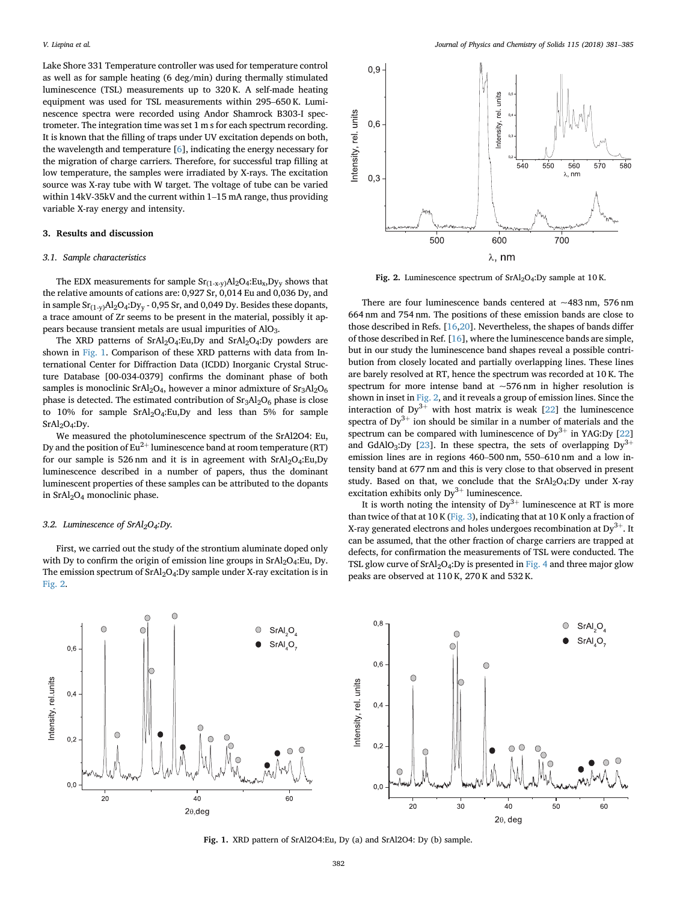Lake Shore 331 Temperature controller was used for temperature control as well as for sample heating (6 deg/min) during thermally stimulated luminescence (TSL) measurements up to 320 K. A self-made heating equipment was used for TSL measurements within 295–650 K. Luminescence spectra were recorded using Andor Shamrock B303-I spectrometer. The integration time was set 1 m s for each spectrum recording. It is known that the filling of traps under UV excitation depends on both, the wavelength and temperature [6], indicating the energy necessary for the migration of charge carriers. Therefore, for successful trap filling at low temperature, the samples were irradiated by X-rays. The excitation source was X-ray tube with W target. The voltage of tube can be varied within 14kV-35kV and the current within 1–15 mA range, thus providing variable X-ray energy and intensity.

## 3. Results and discussion

### 3.1. Sample characteristics

The EDX measurements for sample $Sr_{(1-x-y)}Al_2O_4$:$Eu_x$,$Dy_y$ shows that the relative amounts of cations are: 0,927 Sr, 0,014 Eu and 0,036 Dy, and in sample $Sr_{(1-y)}Al_2O_4$:$Dy_y$ - 0,95 Sr, and 0,049 Dy. Besides these dopants, a trace amount of Zr seems to be present in the material, possibly it appears because transient metals are usual impurities of $AlO_3$.

The XRD patterns of $SrAl_2O_4$:Eu,Dy and $SrAl_2O_4$:Dy powders are shown in Fig. 1. Comparison of these XRD patterns with data from International Center for Diffraction Data (ICDD) Inorganic Crystal Structure Database [00-034-0379] confirms the dominant phase of both samples is monoclinic $SrAl_2O_4$, however a minor admixture of $Sr_3Al_2O_6$ phase is detected. The estimated contribution of $Sr_3Al_2O_6$ phase is close to 10% for sample $SrAl_2O_4$:Eu,Dy and less than 5% for sample $SrAl_2O_4$:Dy.

We measured the photoluminescence spectrum of the SrAl2O4: Eu, Dy and the position of $Eu^{2+}$ luminescence band at room temperature (RT) for our sample is 526 nm and it is in agreement with $SrAl_2O_4$:Eu,Dy luminescence described in a number of papers, thus the dominant luminescent properties of these samples can be attributed to the dopants in $SrAl_2O_4$ monoclinic phase.

### 3.2. Luminescence of $SrAl_2O_4$:Dy.

First, we carried out the study of the strontium aluminate doped only with Dy to confirm the origin of emission line groups in $SrAl_2O_4$:Eu, Dy. The emission spectrum of $SrAl_2O_4$:Dy sample under X-ray excitation is in Fig. 2.

**Fig. 2.** Luminescence spectrum of $SrAl_2O_4$:Dy sample at 10 K.

There are four luminescence bands centered at ~483 nm, 576 nm 664 nm and 754 nm. The positions of these emission bands are close to those described in Refs. [16,20]. Nevertheless, the shapes of bands differ of those described in Ref. [16], where the luminescence bands are simple, but in our study the luminescence band shapes reveal a possible contribution from closely located and partially overlapping lines. These lines are barely resolved at RT, hence the spectrum was recorded at 10 K. The spectrum for more intense band at ~576 nm in higher resolution is shown in inset in Fig. 2, and it reveals a group of emission lines. Since the interaction of $Dy^{3+}$ with host matrix is weak [22] the luminescence spectra of $Dy^{3+}$ ion should be similar in a number of materials and the spectrum can be compared with luminescence of $Dy^{3+}$ in YAG:Dy [22] and $GdAlO_3$:Dy [23]. In these spectra, the sets of overlapping $Dy^{3+}$ emission lines are in regions 460–500 nm, 550–610 nm and a low intensity band at 677 nm and this is very close to that observed in present study. Based on that, we conclude that the $SrAl_2O_4$:Dy under X-ray excitation exhibits only $Dy^{3+}$ luminescence.

It is worth noting the intensity of $Dy^{3+}$ luminescence at RT is more than twice of that at 10 K (Fig. 3), indicating that at 10 K only a fraction of X-ray generated electrons and holes undergoes recombination at $Dy^{3+}$. It can be assumed, that the other fraction of charge carriers are trapped at defects, for confirmation the measurements of TSL were conducted. The TSL glow curve of $SrAl_2O_4$:Dy is presented in Fig. 4 and three major glow peaks are observed at 110 K, 270 K and 532 K.

**Fig. 1.** XRD pattern of SrAl2O4:Eu, Dy (a) and SrAl2O4: Dy (b) sample.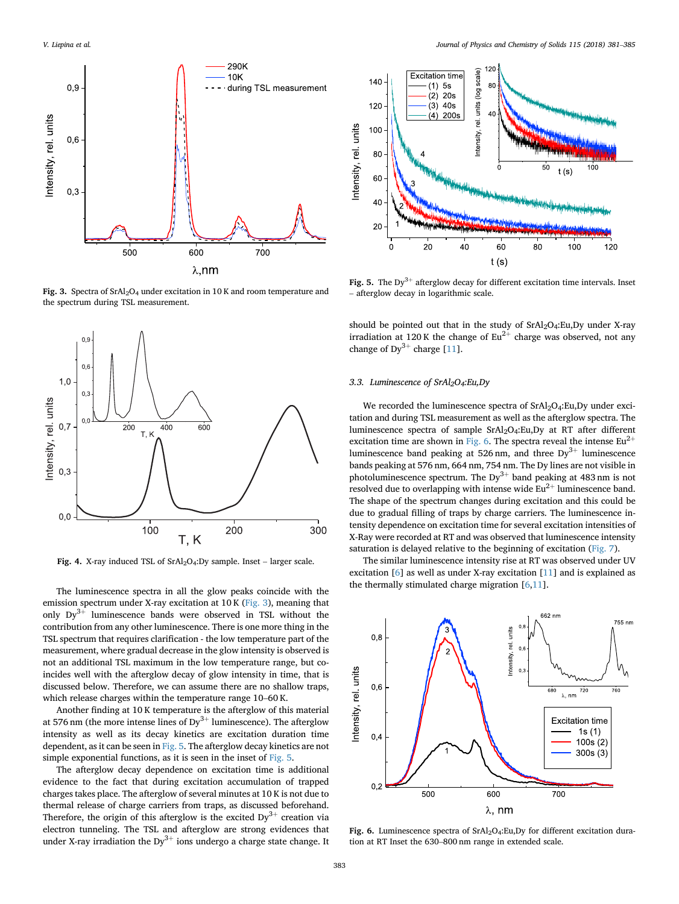**Fig. 3.** Spectra of $SrAl_2O_4$ under excitation in 10 K and room temperature and the spectrum during TSL measurement.

**Fig. 4.** X-ray induced TSL of $SrAl_2O_4$:Dy sample. Inset – larger scale.

The luminescence spectra in all the glow peaks coincide with the emission spectrum under X-ray excitation at 10 K (Fig. 3), meaning that only $Dy^{3+}$ luminescence bands were observed in TSL without the contribution from any other luminescence. There is one more thing in the TSL spectrum that requires clarification - the low temperature part of the measurement, where gradual decrease in the glow intensity is observed is not an additional TSL maximum in the low temperature range, but coincides well with the afterglow decay of glow intensity in time, that is discussed below. Therefore, we can assume there are no shallow traps, which release charges within the temperature range 10–60 K.

Another finding at 10 K temperature is the afterglow of this material at 576 nm (the more intense lines of $Dy^{3+}$ luminescence). The afterglow intensity as well as its decay kinetics are excitation duration time dependent, as it can be seen in Fig. 5. The afterglow decay kinetics are not simple exponential functions, as it is seen in the inset of Fig. 5.

The afterglow decay dependence on excitation time is additional evidence to the fact that during excitation accumulation of trapped charges takes place. The afterglow of several minutes at 10 K is not due to thermal release of charge carriers from traps, as discussed beforehand. Therefore, the origin of this afterglow is the excited $Dy^{3+}$ creation via electron tunneling. The TSL and afterglow are strong evidences that under X-ray irradiation the $Dy^{3+}$ ions undergo a charge state change. It should be pointed out that in the study of $SrAl_2O_4$:Eu,Dy under X-ray irradiation at 120 K the change of $Eu^{2+}$ charge was observed, not any change of $Dy^{3+}$ charge [11].

**Fig. 5.** The $Dy^{3+}$ afterglow decay for different excitation time intervals. Inset – afterglow decay in logarithmic scale.

### *3.3. Luminescence of $SrAl_2O_4$:Eu,Dy*

We recorded the luminescence spectra of $SrAl_2O_4$:Eu,Dy under excitation and during TSL measurement as well as the afterglow spectra. The luminescence spectra of sample $SrAl_2O_4$:Eu,Dy at RT after different excitation time are shown in Fig. 6. The spectra reveal the intense $Eu^{2+}$ luminescence band peaking at 526 nm, and three $Dy^{3+}$ luminescence bands peaking at 576 nm, 664 nm, 754 nm. The Dy lines are not visible in photoluminescence spectrum. The $Dy^{3+}$ band peaking at 483 nm is not resolved due to overlapping with intense wide $Eu^{2+}$ luminescence band. The shape of the spectrum changes during excitation and this could be due to gradual filling of traps by charge carriers. The luminescence intensity dependence on excitation time for several excitation intensities of X-Ray were recorded at RT and was observed that luminescence intensity saturation is delayed relative to the beginning of excitation (Fig. 7).

The similar luminescence intensity rise at RT was observed under UV excitation [6] as well as under X-ray excitation [11] and is explained as the thermally stimulated charge migration [6,11].

**Fig. 6.** Luminescence spectra of $SrAl_2O_4$:Eu,Dy for different excitation duration at RT Inset the 630–800 nm range in extended scale.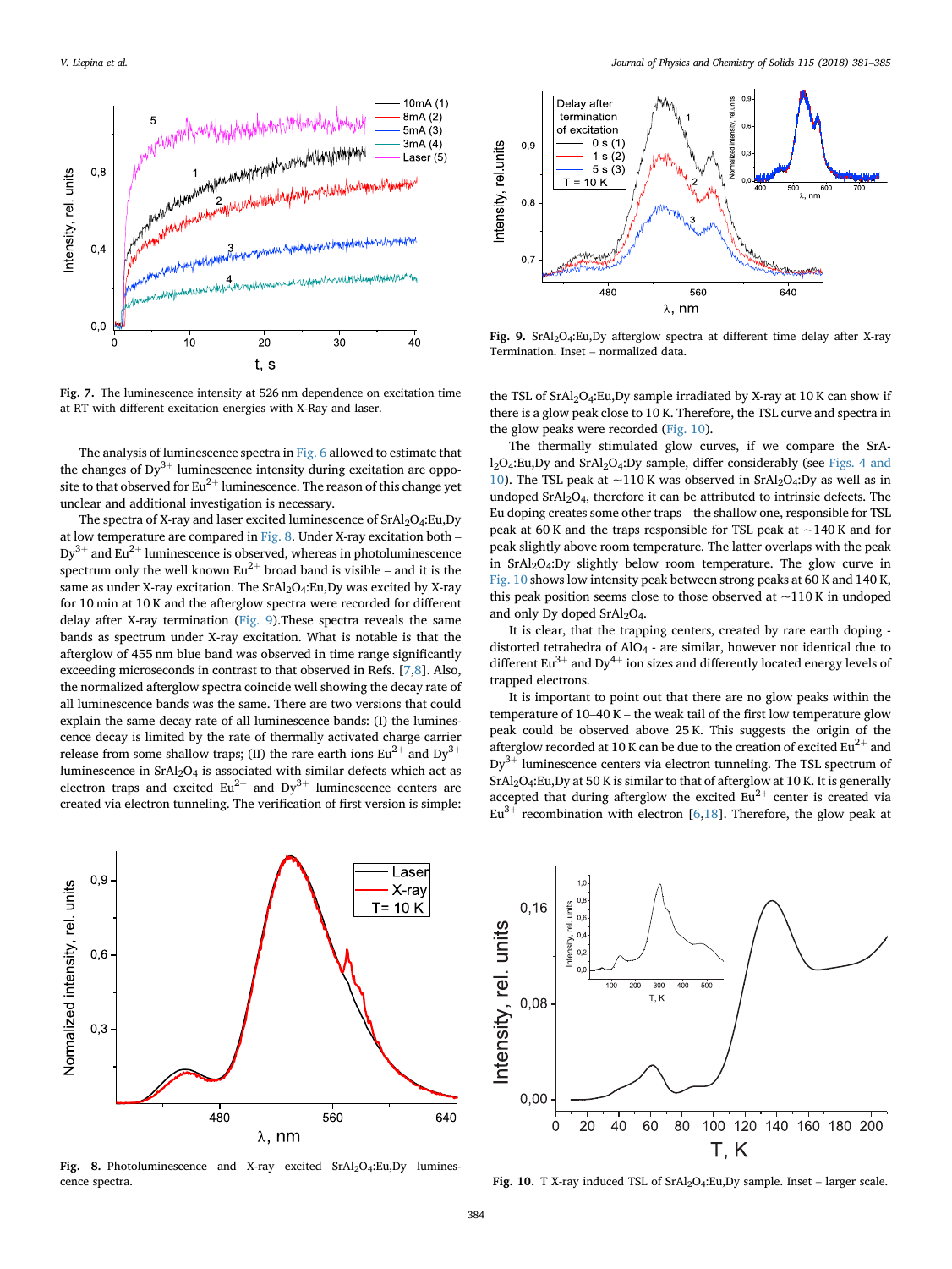Fig. 7. The luminescence intensity at 526 nm dependence on excitation time at RT with different excitation energies with X-Ray and laser.

The analysis of luminescence spectra in Fig. 6 allowed to estimate that the changes of $Dy^{3+}$ luminescence intensity during excitation are opposite to that observed for $Eu^{2+}$ luminescence. The reason of this change yet unclear and additional investigation is necessary.

The spectra of X-ray and laser excited luminescence of $SrAl_2O_4$:Eu,Dy at low temperature are compared in Fig. 8. Under X-ray excitation both – $Dy^{3+}$ and $Eu^{2+}$ luminescence is observed, whereas in photoluminescence spectrum only the well known $Eu^{2+}$ broad band is visible – and it is the same as under X-ray excitation. The $SrAl_2O_4$:Eu,Dy was excited by X-ray for 10 min at 10 K and the afterglow spectra were recorded for different delay after X-ray termination (Fig. 9).These spectra reveals the same bands as spectrum under X-ray excitation. What is notable is that the afterglow of 455 nm blue band was observed in time range significantly exceeding microseconds in contrast to that observed in Refs. [7,8]. Also, the normalized afterglow spectra coincide well showing the decay rate of all luminescence bands was the same. There are two versions that could explain the same decay rate of all luminescence bands: (I) the luminescence decay is limited by the rate of thermally activated charge carrier release from some shallow traps; (II) the rare earth ions $Eu^{2+}$ and $Dy^{3+}$ luminescence in $SrAl_2O_4$ is associated with similar defects which act as electron traps and excited $Eu^{2+}$ and $Dy^{3+}$ luminescence centers are created via electron tunneling. The verification of first version is simple: the TSL of $SrAl_2O_4$:Eu,Dy sample irradiated by X-ray at 10 K can show if there is a glow peak close to 10 K. Therefore, the TSL curve and spectra in the glow peaks were recorded (Fig. 10).

Fig. 9. $SrAl_2O_4$:Eu,Dy afterglow spectra at different time delay after X-ray Termination. Inset – normalized data.

The thermally stimulated glow curves, if we compare the $SrAl_2O_4$:Eu,Dy and $SrAl_2O_4$:Dy sample, differ considerably (see Figs. 4 and 10). The TSL peak at ~110 K was observed in $SrAl_2O_4$:Dy as well as in undoped $SrAl_2O_4$, therefore it can be attributed to intrinsic defects. The Eu doping creates some other traps – the shallow one, responsible for TSL peak at 60 K and the traps responsible for TSL peak at ~140 K and for peak slightly above room temperature. The latter overlaps with the peak in $SrAl_2O_4$:Dy slightly below room temperature. The glow curve in Fig. 10 shows low intensity peak between strong peaks at 60 K and 140 K, this peak position seems close to those observed at ~110 K in undoped and only Dy doped $SrAl_2O_4$.

It is clear, that the trapping centers, created by rare earth doping - distorted tetrahedra of $AlO_4$ - are similar, however not identical due to different $Eu^{3+}$ and $Dy^{4+}$ ion sizes and differently located energy levels of trapped electrons.

It is important to point out that there are no glow peaks within the temperature of 10–40 K – the weak tail of the first low temperature glow peak could be observed above 25 K. This suggests the origin of the afterglow recorded at 10 K can be due to the creation of excited $Eu^{2+}$ and $Dy^{3+}$ luminescence centers via electron tunneling. The TSL spectrum of $SrAl_2O_4$:Eu,Dy at 50 K is similar to that of afterglow at 10 K. It is generally accepted that during afterglow the excited $Eu^{2+}$ center is created via $Eu^{3+}$ recombination with electron [6,18]. Therefore, the glow peak at

Fig. 8. Photoluminescence and X-ray excited $SrAl_2O_4$:Eu,Dy luminescence spectra.

Fig. 10. T X-ray induced TSL of $SrAl_2O_4$:Eu,Dy sample. Inset – larger scale.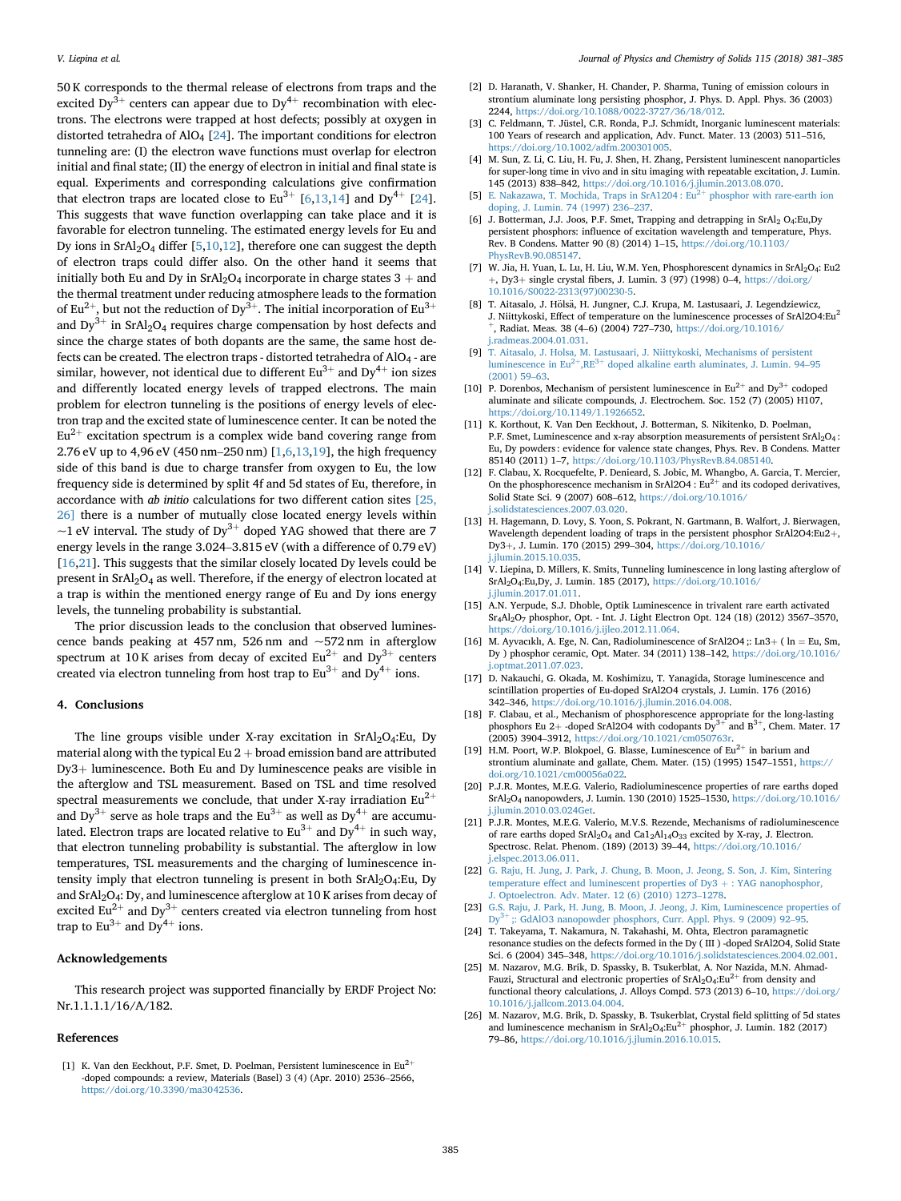50 K corresponds to the thermal release of electrons from traps and the excited $Dy^{3+}$ centers can appear due to $Dy^{4+}$ recombination with electrons. The electrons were trapped at host defects; possibly at oxygen in distorted tetrahedra of $AlO_4$ [24]. The important conditions for electron tunneling are: (I) the electron wave functions must overlap for electron initial and final state; (II) the energy of electron in initial and final state is equal. Experiments and corresponding calculations give confirmation that electron traps are located close to $Eu^{3+}$ [6,13,14] and $Dy^{4+}$ [24]. This suggests that wave function overlapping can take place and it is favorable for electron tunneling. The estimated energy levels for Eu and Dy ions in $SrAl_2O_4$ differ [5,10,12], therefore one can suggest the depth of electron traps could differ also. On the other hand it seems that initially both Eu and Dy in $SrAl_2O_4$ incorporate in charge states 3 + and the thermal treatment under reducing atmosphere leads to the formation of $Eu^{2+}$, but not the reduction of $Dy^{3+}$. The initial incorporation of $Eu^{3+}$ and $Dy^{3+}$ in $SrAl_2O_4$ requires charge compensation by host defects and since the charge states of both dopants are the same, the same host defects can be created. The electron traps - distorted tetrahedra of $AlO_4$ - are similar, however, not identical due to different $Eu^{3+}$ and $Dy^{4+}$ ion sizes and differently located energy levels of trapped electrons. The main problem for electron tunneling is the positions of energy levels of electron trap and the excited state of luminescence center. It can be noted the $Eu^{2+}$ excitation spectrum is a complex wide band covering range from 2.76 eV up to 4,96 eV (450 nm–250 nm) [1,6,13,19], the high frequency side of this band is due to charge transfer from oxygen to Eu, the low frequency side is determined by split 4f and 5d states of Eu, therefore, in accordance with *ab initio* calculations for two different cation sites [25,26] there is a number of mutually close located energy levels within ~1 eV interval. The study of $Dy^{3+}$ doped YAG showed that there are 7 energy levels in the range 3.024–3.815 eV (with a difference of 0.79 eV) [16,21]. This suggests that the similar closely located Dy levels could be present in $SrAl_2O_4$ as well. Therefore, if the energy of electron located at a trap is within the mentioned energy range of Eu and Dy ions energy levels, the tunneling probability is substantial.

The prior discussion leads to the conclusion that observed luminescence bands peaking at 457 nm, 526 nm and ~572 nm in afterglow spectrum at 10 K arises from decay of excited $Eu^{2+}$ and $Dy^{3+}$ centers created via electron tunneling from host trap to $Eu^{3+}$ and $Dy^{4+}$ ions.

## 4. Conclusions

The line groups visible under X-ray excitation in $SrAl_2O_4$:Eu, Dy material along with the typical Eu 2 + broad emission band are attributed Dy3+ luminescence. Both Eu and Dy luminescence peaks are visible in the afterglow and TSL measurement. Based on TSL and time resolved spectral measurements we conclude, that under X-ray irradiation $Eu^{2+}$ and $Dy^{3+}$ serve as hole traps and the $Eu^{3+}$ as well as $Dy^{4+}$ are accumulated. Electron traps are located relative to $Eu^{3+}$ and $Dy^{4+}$ in such way, that electron tunneling probability is substantial. The afterglow in low temperatures, TSL measurements and the charging of luminescence intensity imply that electron tunneling is present in both $SrAl_2O_4$:Eu, Dy and $SrAl_2O_4$: Dy, and luminescence afterglow at 10 K arises from decay of excited $Eu^{2+}$ and $Dy^{3+}$ centers created via electron tunneling from host trap to $Eu^{3+}$ and $Dy^{4+}$ ions.

## Acknowledgements

This research project was supported financially by ERDF Project No: Nr.1.1.1.1/16/A/182.

## References

[1] K. Van den Eeckhout, P.F. Smet, D. Poelman, Persistent luminescence in $Eu^{2+}$ -doped compounds: a review, Materials (Basel) 3 (4) (Apr. 2010) 2536–2566, https://doi.org/10.3390/ma3042536.

[2] D. Haranath, V. Shanker, H. Chander, P. Sharma, Tuning of emission colours in strontium aluminate long persisting phosphor, J. Phys. D. Appl. Phys. 36 (2003) 2244, https://doi.org/10.1088/0022-3727/36/18/012.

[3] C. Feldmann, T. Jüstel, C.R. Ronda, P.J. Schmidt, Inorganic luminescent materials: 100 Years of research and application, Adv. Funct. Mater. 13 (2003) 511–516, https://doi.org/10.1002/adfm.200301005.

[4] M. Sun, Z. Li, C. Liu, H. Fu, J. Shen, H. Zhang, Persistent luminescent nanoparticles for super-long time in vivo and in situ imaging with repeatable excitation, J. Lumin. 145 (2013) 838–842, https://doi.org/10.1016/j.jlumin.2013.08.070.

[5] E. Nakazawa, T. Mochida, Traps in SrA1204 : $Eu^{2+}$ phosphor with rare-earth ion doping, J. Lumin. 74 (1997) 236–237.

[6] J. Botterman, J.J. Joos, P.F. Smet, Trapping and detrapping in $SrAl_2$ $O_4$:Eu,Dy persistent phosphors: influence of excitation wavelength and temperature, Phys. Rev. B Condens. Matter 90 (8) (2014) 1–15, https://doi.org/10.1103/PhysRevB.90.085147.

[7] W. Jia, H. Yuan, L. Lu, H. Liu, W.M. Yen, Phosphorescent dynamics in $SrAl_2O_4$: Eu2 +, Dy3+ single crystal fibers, J. Lumin. 3 (97) (1998) 0–4, https://doi.org/10.1016/S0022-2313(97)00230-5.

[8] T. Aitasalo, J. Hölsä, H. Jungner, C.J. Krupa, M. Lastusaari, J. Legendziewicz, J. Niittykoski, Effect of temperature on the luminescence processes of SrAl2O4:$Eu^{2+}$, Radiat. Meas. 38 (4–6) (2004) 727–730, https://doi.org/10.1016/j.radmeas.2004.01.031.

[9] T. Aitasalo, J. Holsa, M. Lastusaari, J. Niittykoski, Mechanisms of persistent luminescence in $Eu^{2+}$,$RE^{3+}$ doped alkaline earth aluminates, J. Lumin. 94–95 (2001) 59–63.

[10] P. Dorenbos, Mechanism of persistent luminescence in $Eu^{2+}$ and $Dy^{3+}$ codoped aluminate and silicate compounds, J. Electrochem. Soc. 152 (7) (2005) H107, https://doi.org/10.1149/1.1926652.

[11] K. Korthout, K. Van Den Eeckhout, J. Botterman, S. Nikitenko, D. Poelman, P.F. Smet, Luminescence and x-ray absorption measurements of persistent $SrAl_2O_4$ : Eu, Dy powders : evidence for valence state changes, Phys. Rev. B Condens. Matter 85140 (2011) 1–7, https://doi.org/10.1103/PhysRevB.84.085140.

[12] F. Clabau, X. Rocquefelte, P. Denieard, S. Jobic, M. Whangbo, A. Garcia, T. Mercier, On the phosphorescence mechanism in SrAl2O4 : $Eu^{2+}$ and its codoped derivatives, Solid State Sci. 9 (2007) 608–612, https://doi.org/10.1016/j.solidstatesciences.2007.03.020.

[13] H. Hagemann, D. Lovy, S. Yoon, S. Pokrant, N. Gartmann, B. Walfort, J. Bierwagen, Wavelength dependent loading of traps in the persistent phosphor SrAl2O4:Eu2+, Dy3+, J. Lumin. 170 (2015) 299–304, https://doi.org/10.1016/j.jlumin.2015.10.035.

[14] V. Liepina, D. Millers, K. Smits, Tunneling luminescence in long lasting afterglow of $SrAl_2O_4$:Eu,Dy, J. Lumin. 185 (2017), https://doi.org/10.1016/j.jlumin.2017.01.011.

[15] A.N. Yerpude, S.J. Dhoble, Optik Luminescence in trivalent rare earth activated $Sr_4Al_2O_7$ phosphor, Opt. - Int. J. Light Electron Opt. 124 (18) (2012) 3567–3570, https://doi.org/10.1016/j.ijleo.2012.11.064.

[16] M. Ayvacıklı, A. Ege, N. Can, Radioluminescence of SrAl2O4 :: Ln3+ ( ln = Eu, Sm, Dy ) phosphor ceramic, Opt. Mater. 34 (2011) 138–142, https://doi.org/10.1016/j.optmat.2011.07.023.

[17] D. Nakauchi, G. Okada, M. Koshimizu, T. Yanagida, Storage luminescence and scintillation properties of Eu-doped SrAl2O4 crystals, J. Lumin. 176 (2016) 342–346, https://doi.org/10.1016/j.jlumin.2016.04.008.

[18] F. Clabau, et al., Mechanism of phosphorescence appropriate for the long-lasting phosphors Eu 2+ -doped SrAl2O4 with codopants $Dy^{3+}$ and $B^{3+}$, Chem. Mater. 17 (2005) 3904–3912, https://doi.org/10.1021/cm050763r.

[19] H.M. Poort, W.P. Blokpoel, G. Blasse, Luminescence of $Eu^{2+}$ in barium and strontium aluminate and gallate, Chem. Mater. (15) (1995) 1547–1551, https://doi.org/10.1021/cm00056a022.

[20] P.J.R. Montes, M.E.G. Valerio, Radioluminescence properties of rare earths doped $SrAl_2O_4$ nanopowders, J. Lumin. 130 (2010) 1525–1530, https://doi.org/10.1016/j.jlumin.2010.03.024Get.

[21] P.J.R. Montes, M.E.G. Valerio, M.V.S. Rezende, Mechanisms of radioluminescence of rare earths doped $SrAl_2O_4$ and $Ca_{12}Al_{14}O_{33}$ excited by X-ray, J. Electron. Spectrosc. Relat. Phenom. (189) (2013) 39–44, https://doi.org/10.1016/j.elspec.2013.06.011.

[22] G. Raju, H. Jung, J. Park, J. Chung, B. Moon, J. Jeong, S. Son, J. Kim, Sintering temperature effect and luminescent properties of Dy3 + : YAG nanophosphor, J. Optoelectron. Adv. Mater. 12 (6) (2010) 1273–1278.

[23] G.S. Raju, J. Park, H. Jung, B. Moon, J. Jeong, J. Kim, Luminescence properties of $Dy^{3+}$ :: GdAlO3 nanopowder phosphors, Curr. Appl. Phys. 9 (2009) 92–95.

[24] T. Takeyama, T. Nakamura, N. Takahashi, M. Ohta, Electron paramagnetic resonance studies on the defects formed in the Dy ( III ) -doped SrAl2O4, Solid State Sci. 6 (2004) 345–348, https://doi.org/10.1016/j.solidstatesciences.2004.02.001.

[25] M. Nazarov, M.G. Brik, D. Spassky, B. Tsukerblat, A. Nor Nazida, M.N. Ahmad-Fauzi, Structural and electronic properties of $SrAl_2O_4$:$Eu^{2+}$ from density and functional theory calculations, J. Alloys Compd. 573 (2013) 6–10, https://doi.org/10.1016/j.jallcom.2013.04.004.

[26] M. Nazarov, M.G. Brik, D. Spassky, B. Tsukerblat, Crystal field splitting of 5d states and luminescence mechanism in $SrAl_2O_4$:$Eu^{2+}$ phosphor, J. Lumin. 182 (2017) 79–86, https://doi.org/10.1016/j.jlumin.2016.10.015.